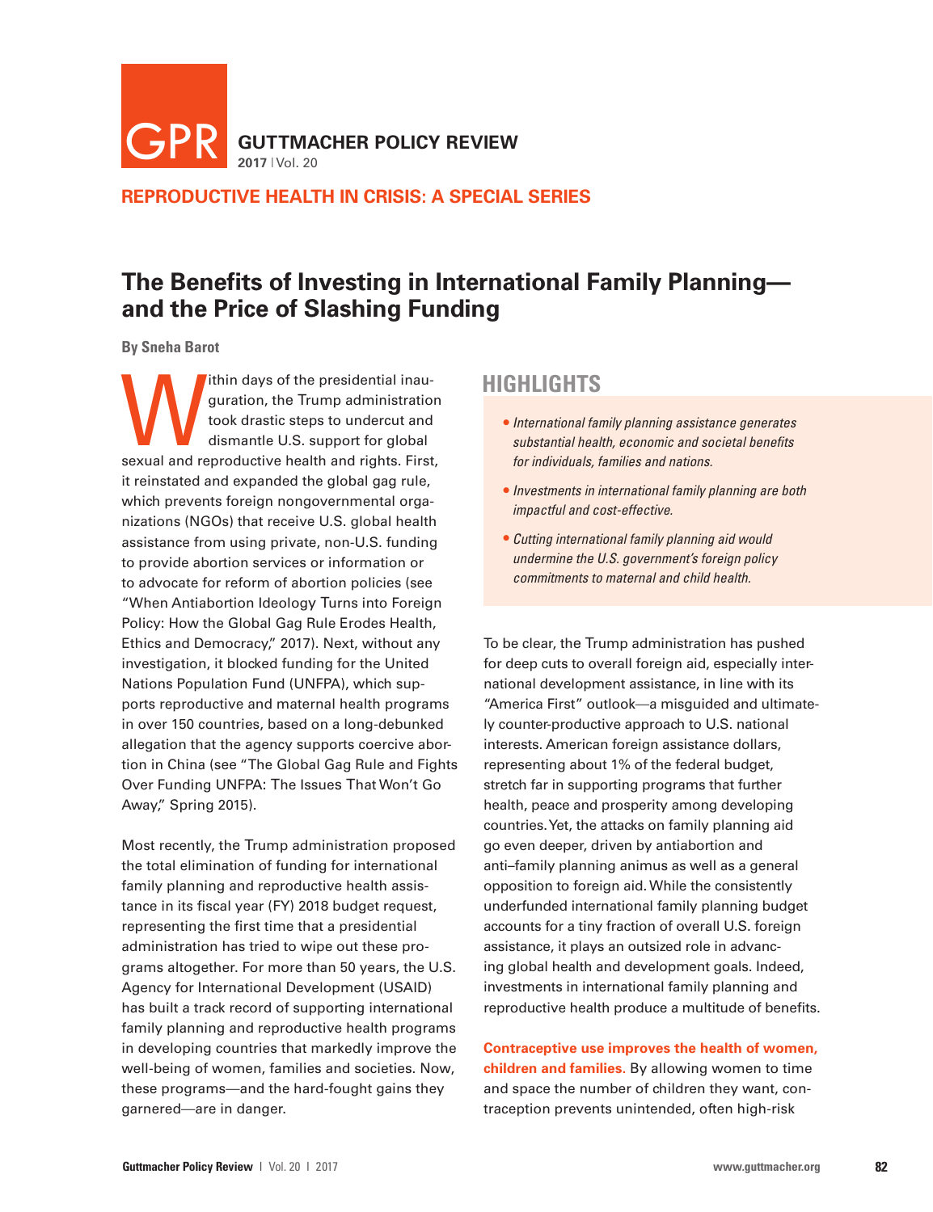GUTTMACHER POLICY REVIEW
2017 | Vol. 20

**REPRODUCTIVE HEALTH IN CRISIS: A SPECIAL SERIES**

# The Benefits of Investing in International Family Planning—and the Price of Slashing Funding

**By Sneha Barot**

Within days of the presidential inauguration, the Trump administration took drastic steps to undercut and dismantle U.S. support for global sexual and reproductive health and rights. First, it reinstated and expanded the global gag rule, which prevents foreign nongovernmental organizations (NGOs) that receive U.S. global health assistance from using private, non-U.S. funding to provide abortion services or information or to advocate for reform of abortion policies (see "When Antiabortion Ideology Turns into Foreign Policy: How the Global Gag Rule Erodes Health, Ethics and Democracy," 2017). Next, without any investigation, it blocked funding for the United Nations Population Fund (UNFPA), which supports reproductive and maternal health programs in over 150 countries, based on a long-debunked allegation that the agency supports coercive abortion in China (see "The Global Gag Rule and Fights Over Funding UNFPA: The Issues That Won't Go Away," Spring 2015).

Most recently, the Trump administration proposed the total elimination of funding for international family planning and reproductive health assistance in its fiscal year (FY) 2018 budget request, representing the first time that a presidential administration has tried to wipe out these programs altogether. For more than 50 years, the U.S. Agency for International Development (USAID) has built a track record of supporting international family planning and reproductive health programs in developing countries that markedly improve the well-being of women, families and societies. Now, these programs—and the hard-fought gains they garnered—are in danger.

## HIGHLIGHTS

- *International family planning assistance generates substantial health, economic and societal benefits for individuals, families and nations.*
- *Investments in international family planning are both impactful and cost-effective.*
- *Cutting international family planning aid would undermine the U.S. government's foreign policy commitments to maternal and child health.*

To be clear, the Trump administration has pushed for deep cuts to overall foreign aid, especially international development assistance, in line with its "America First" outlook—a misguided and ultimately counter-productive approach to U.S. national interests. American foreign assistance dollars, representing about 1% of the federal budget, stretch far in supporting programs that further health, peace and prosperity among developing countries. Yet, the attacks on family planning aid go even deeper, driven by antiabortion and anti–family planning animus as well as a general opposition to foreign aid. While the consistently underfunded international family planning budget accounts for a tiny fraction of overall U.S. foreign assistance, it plays an outsized role in advancing global health and development goals. Indeed, investments in international family planning and reproductive health produce a multitude of benefits.

**Contraceptive use improves the health of women, children and families.** By allowing women to time and space the number of children they want, contraception prevents unintended, often high-risk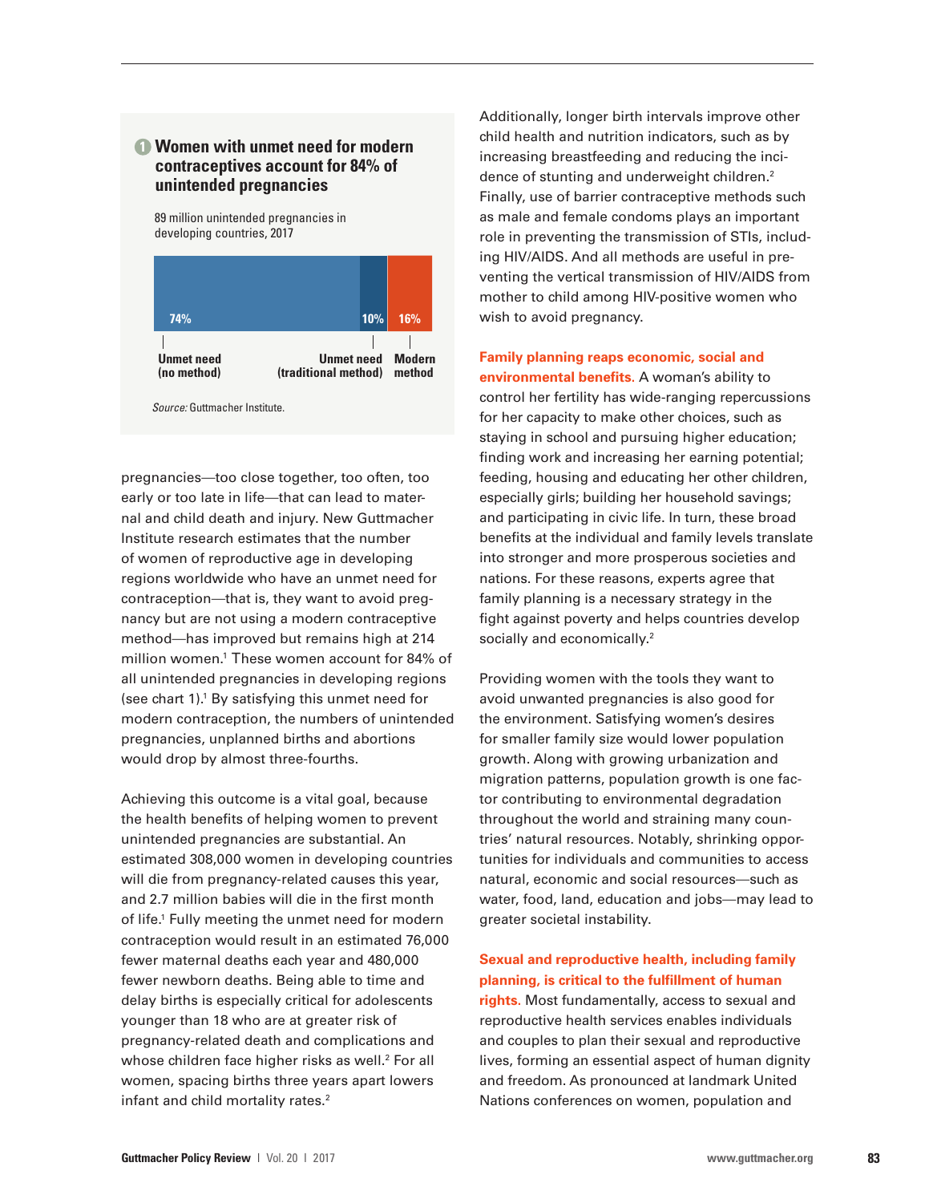**1 Women with unmet need for modern contraceptives account for 84% of unintended pregnancies**

89 million unintended pregnancies in developing countries, 2017

| Unmet need (no method) | Unmet need (traditional method) | Modern method |
|---|---|---|
| 74% | 10% | 16% |

*Source:* Guttmacher Institute.

pregnancies—too close together, too often, too early or too late in life—can lead to maternal and child death and injury. New Guttmacher Institute research estimates that the number of women of reproductive age in developing regions worldwide who have an unmet need for contraception—that is, they want to avoid pregnancy but are not using a modern contraceptive method—has improved but remains high at 214 million women.[1] These women account for 84% of all unintended pregnancies in developing regions (see chart 1).[1] By satisfying this unmet need for modern contraception, the numbers of unintended pregnancies, unplanned births and abortions would drop by almost three-fourths.

Achieving this outcome is a vital goal, because the health benefits of helping women to prevent unintended pregnancies are substantial. An estimated 308,000 women in developing countries will die from pregnancy-related causes this year, and 2.7 million babies will die in the first month of life.[1] Fully meeting the unmet need for modern contraception would result in an estimated 76,000 fewer maternal deaths each year and 480,000 fewer newborn deaths. Being able to time and delay births is especially critical for adolescents younger than 18 who are at greater risk of pregnancy-related death and complications and whose children face higher risks as well.[2] For all women, spacing births three years apart lowers infant and child mortality rates.[2]

Additionally, longer birth intervals improve other child health and nutrition indicators, such as by increasing breastfeeding and reducing the incidence of stunting and underweight children.[2] Finally, use of barrier contraceptive methods such as male and female condoms plays an important role in preventing the transmission of STIs, including HIV/AIDS. And all methods are useful in preventing the vertical transmission of HIV/AIDS from mother to child among HIV-positive women who wish to avoid pregnancy.

**Family planning reaps economic, social and environmental benefits.** A woman's ability to control her fertility has wide-ranging repercussions for her capacity to make other choices, such as staying in school and pursuing higher education; finding work and increasing her earning potential; feeding, housing and educating her other children, especially girls; building her household savings; and participating in civic life. In turn, these broad benefits at the individual and family levels translate into stronger and more prosperous societies and nations. For these reasons, experts agree that family planning is a necessary strategy in the fight against poverty and helps countries develop socially and economically.[2]

Providing women with the tools they want to avoid unwanted pregnancies is also good for the environment. Satisfying women's desires for smaller family size would lower population growth. Along with growing urbanization and migration patterns, population growth is one factor contributing to environmental degradation throughout the world and straining many countries' natural resources. Notably, shrinking opportunities for individuals and communities to access natural, economic and social resources—such as water, food, land, education and jobs—may lead to greater societal instability.

**Sexual and reproductive health, including family planning, is critical to the fulfillment of human rights.** Most fundamentally, access to sexual and reproductive health services enables individuals and couples to plan their sexual and reproductive lives, forming an essential aspect of human dignity and freedom. As pronounced at landmark United Nations conferences on women, population and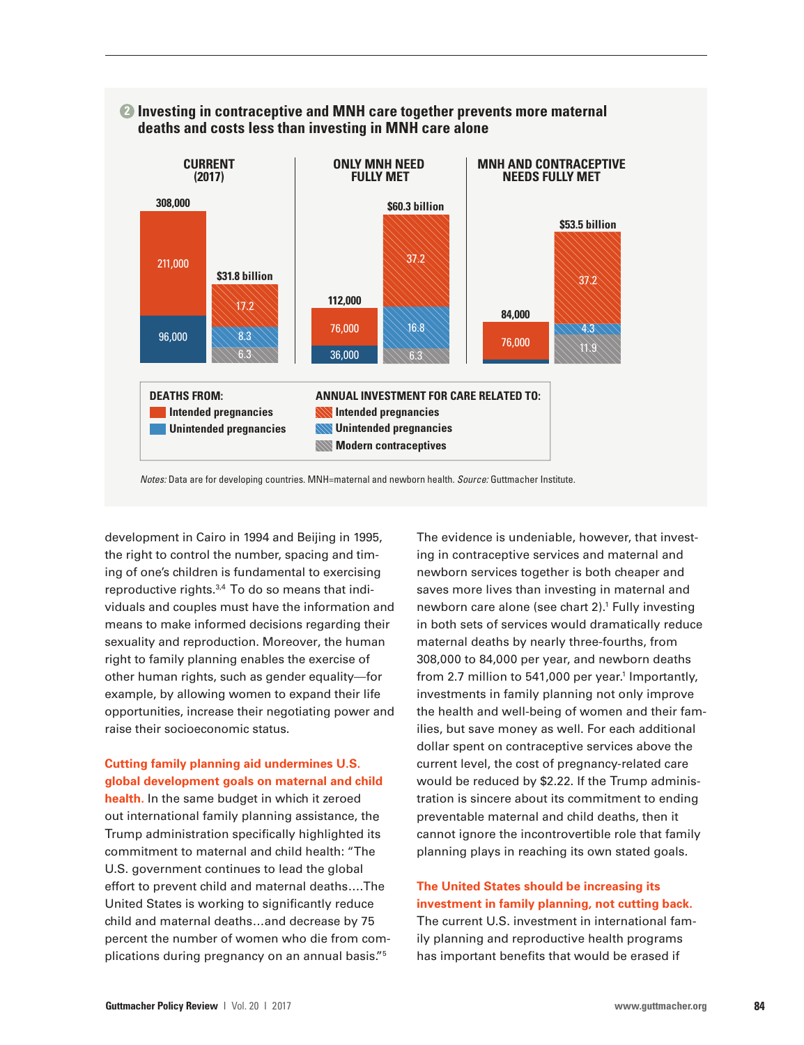**2 Investing in contraceptive and MNH care together prevents more maternal deaths and costs less than investing in MNH care alone**

| | CURRENT (2017) | ONLY MNH NEED FULLY MET | MNH AND CONTRACEPTIVE NEEDS FULLY MET |
|---|---|---|---|
| Deaths, total | 308,000 | 112,000 | 84,000 |
| Deaths from intended pregnancies | 211,000 | 76,000 | 76,000 |
| Deaths from unintended pregnancies | 96,000 | 36,000 | |
| Annual investment, total | $31.8 billion | $60.3 billion | $53.5 billion |
| Investment for care related to intended pregnancies | 17.2 | 37.2 | 37.2 |
| Investment for care related to unintended pregnancies | 8.3 | 16.8 | 4.3 |
| Investment for care related to modern contraceptives | 6.3 | 6.3 | 11.9 |

DEATHS FROM: Intended pregnancies; Unintended pregnancies

ANNUAL INVESTMENT FOR CARE RELATED TO: Intended pregnancies; Unintended pregnancies; Modern contraceptives

*Notes:* Data are for developing countries. MNH=maternal and newborn health. *Source:* Guttmacher Institute.

development in Cairo in 1994 and Beijing in 1995, the right to control the number, spacing and timing of one's children is fundamental to exercising reproductive rights.[3,4] To do so means that individuals and couples must have the information and means to make informed decisions regarding their sexuality and reproduction. Moreover, the human right to family planning enables the exercise of other human rights, such as gender equality—for example, by allowing women to expand their life opportunities, increase their negotiating power and raise their socioeconomic status.

**Cutting family planning aid undermines U.S. global development goals on maternal and child health.** In the same budget in which it zeroed out international family planning assistance, the Trump administration specifically highlighted its commitment to maternal and child health: "The U.S. government continues to lead the global effort to prevent child and maternal deaths….The United States is working to significantly reduce child and maternal deaths…and decrease by 75 percent the number of women who die from complications during pregnancy on an annual basis."[5]

The evidence is undeniable, however, that investing in contraceptive services and maternal and newborn services together is both cheaper and saves more lives than investing in maternal and newborn care alone (see chart 2).[1] Fully investing in both sets of services would dramatically reduce maternal deaths by nearly three-fourths, from 308,000 to 84,000 per year, and newborn deaths from 2.7 million to 541,000 per year.[1] Importantly, investments in family planning not only improve the health and well-being of women and their families, but save money as well. For each additional dollar spent on contraceptive services above the current level, the cost of pregnancy-related care would be reduced by $2.22. If the Trump administration is sincere about its commitment to ending preventable maternal and child deaths, then it cannot ignore the incontrovertible role that family planning plays in reaching its own stated goals.

**The United States should be increasing its investment in family planning, not cutting back.** The current U.S. investment in international family planning and reproductive health programs has important benefits that would be erased if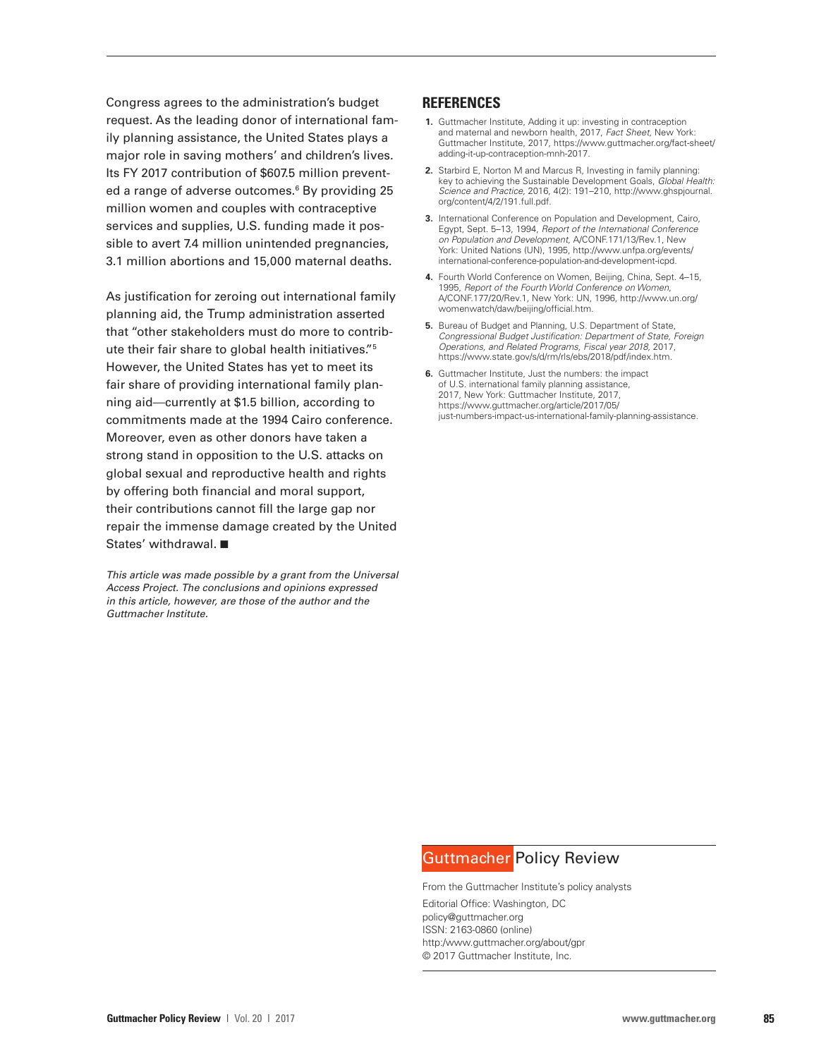Congress agrees to the administration's budget request. As the leading donor of international family planning assistance, the United States plays a major role in saving mothers' and children's lives. Its FY 2017 contribution of $607.5 million prevented a range of adverse outcomes.[6] By providing 25 million women and couples with contraceptive services and supplies, U.S. funding made it possible to avert 7.4 million unintended pregnancies, 3.1 million abortions and 15,000 maternal deaths.

As justification for zeroing out international family planning aid, the Trump administration asserted that "other stakeholders must do more to contribute their fair share to global health initiatives."[5] However, the United States has yet to meet its fair share of providing international family planning aid—currently at $1.5 billion, according to commitments made at the 1994 Cairo conference. Moreover, even as other donors have taken a strong stand in opposition to the U.S. attacks on global sexual and reproductive health and rights by offering both financial and moral support, their contributions cannot fill the large gap nor repair the immense damage created by the United States' withdrawal. ■

*This article was made possible by a grant from the Universal Access Project. The conclusions and opinions expressed in this article, however, are those of the author and the Guttmacher Institute.*

## REFERENCES

1. Guttmacher Institute, Adding it up: investing in contraception and maternal and newborn health, 2017, *Fact Sheet*, New York: Guttmacher Institute, 2017, https://www.guttmacher.org/fact-sheet/adding-it-up-contraception-mnh-2017.
2. Starbird E, Norton M and Marcus R, Investing in family planning: key to achieving the Sustainable Development Goals, *Global Health: Science and Practice*, 2016, 4(2): 191–210, http://www.ghspjournal.org/content/4/2/191.full.pdf.
3. International Conference on Population and Development, Cairo, Egypt, Sept. 5–13, 1994, *Report of the International Conference on Population and Development*, A/CONF.171/13/Rev.1, New York: United Nations (UN), 1995, http://www.unfpa.org/events/international-conference-population-and-development-icpd.
4. Fourth World Conference on Women, Beijing, China, Sept. 4–15, 1995, *Report of the Fourth World Conference on Women*, A/CONF.177/20/Rev.1, New York: UN, 1996, http://www.un.org/womenwatch/daw/beijing/official.htm.
5. Bureau of Budget and Planning, U.S. Department of State, *Congressional Budget Justification: Department of State, Foreign Operations, and Related Programs, Fiscal year 2018*, 2017, https://www.state.gov/s/d/rm/rls/ebs/2018/pdf/index.htm.
6. Guttmacher Institute, Just the numbers: the impact of U.S. international family planning assistance, 2017, New York: Guttmacher Institute, 2017, https://www.guttmacher.org/article/2017/05/just-numbers-impact-us-international-family-planning-assistance.

Guttmacher Policy Review

From the Guttmacher Institute's policy analysts

Editorial Office: Washington, DC
policy@guttmacher.org
ISSN: 2163-0860 (online)
http:/www.guttmacher.org/about/gpr
© 2017 Guttmacher Institute, Inc.